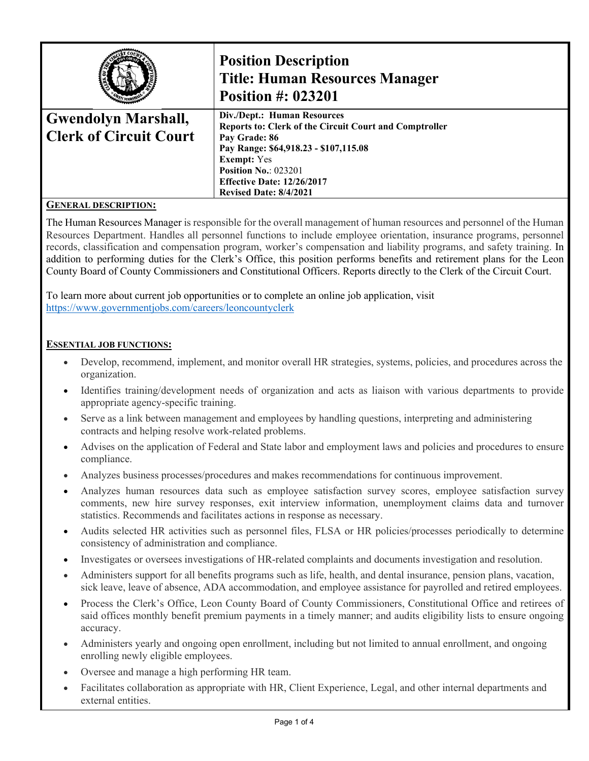# Position Description
# Title: Human Resources Manager
# Position #: 023201

**Gwendolyn Marshall, Clerk of Circuit Court**

**Div./Dept.: Human Resources**
**Reports to: Clerk of the Circuit Court and Comptroller**
**Pay Grade: 86**
**Pay Range: $64,918.23 - $107,115.08**
**Exempt:** Yes
**Position No.**: 023201
**Effective Date: 12/26/2017**
**Revised Date: 8/4/2021**

## GENERAL DESCRIPTION:

The Human Resources Manager is responsible for the overall management of human resources and personnel of the Human Resources Department. Handles all personnel functions to include employee orientation, insurance programs, personnel records, classification and compensation program, worker's compensation and liability programs, and safety training. In addition to performing duties for the Clerk's Office, this position performs benefits and retirement plans for the Leon County Board of County Commissioners and Constitutional Officers. Reports directly to the Clerk of the Circuit Court.

To learn more about current job opportunities or to complete an online job application, visit https://www.governmentjobs.com/careers/leoncountyclerk

## ESSENTIAL JOB FUNCTIONS:

- Develop, recommend, implement, and monitor overall HR strategies, systems, policies, and procedures across the organization.
- Identifies training/development needs of organization and acts as liaison with various departments to provide appropriate agency-specific training.
- Serve as a link between management and employees by handling questions, interpreting and administering contracts and helping resolve work-related problems.
- Advises on the application of Federal and State labor and employment laws and policies and procedures to ensure compliance.
- Analyzes business processes/procedures and makes recommendations for continuous improvement.
- Analyzes human resources data such as employee satisfaction survey scores, employee satisfaction survey comments, new hire survey responses, exit interview information, unemployment claims data and turnover statistics. Recommends and facilitates actions in response as necessary.
- Audits selected HR activities such as personnel files, FLSA or HR policies/processes periodically to determine consistency of administration and compliance.
- Investigates or oversees investigations of HR-related complaints and documents investigation and resolution.
- Administers support for all benefits programs such as life, health, and dental insurance, pension plans, vacation, sick leave, leave of absence, ADA accommodation, and employee assistance for payrolled and retired employees.
- Process the Clerk's Office, Leon County Board of County Commissioners, Constitutional Office and retirees of said offices monthly benefit premium payments in a timely manner; and audits eligibility lists to ensure ongoing accuracy.
- Administers yearly and ongoing open enrollment, including but not limited to annual enrollment, and ongoing enrolling newly eligible employees.
- Oversee and manage a high performing HR team.
- Facilitates collaboration as appropriate with HR, Client Experience, Legal, and other internal departments and external entities.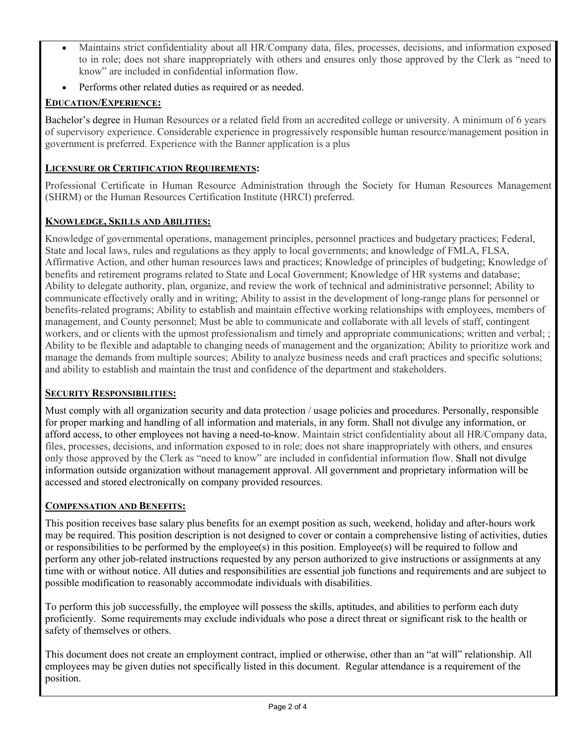- Maintains strict confidentiality about all HR/Company data, files, processes, decisions, and information exposed to in role; does not share inappropriately with others and ensures only those approved by the Clerk as "need to know" are included in confidential information flow.
- Performs other related duties as required or as needed.

**EDUCATION/EXPERIENCE:**

Bachelor's degree in Human Resources or a related field from an accredited college or university. A minimum of 6 years of supervisory experience. Considerable experience in progressively responsible human resource/management position in government is preferred. Experience with the Banner application is a plus

**LICENSURE OR CERTIFICATION REQUIREMENTS:**

Professional Certificate in Human Resource Administration through the Society for Human Resources Management (SHRM) or the Human Resources Certification Institute (HRCI) preferred.

**KNOWLEDGE, SKILLS AND ABILITIES:**

Knowledge of governmental operations, management principles, personnel practices and budgetary practices; Federal, State and local laws, rules and regulations as they apply to local governments; and knowledge of FMLA, FLSA, Affirmative Action, and other human resources laws and practices; Knowledge of principles of budgeting; Knowledge of benefits and retirement programs related to State and Local Government; Knowledge of HR systems and database; Ability to delegate authority, plan, organize, and review the work of technical and administrative personnel; Ability to communicate effectively orally and in writing; Ability to assist in the development of long-range plans for personnel or benefits-related programs; Ability to establish and maintain effective working relationships with employees, members of management, and County personnel; Must be able to communicate and collaborate with all levels of staff, contingent workers, and or clients with the upmost professionalism and timely and appropriate communications; written and verbal; ; Ability to be flexible and adaptable to changing needs of management and the organization; Ability to prioritize work and manage the demands from multiple sources; Ability to analyze business needs and craft practices and specific solutions; and ability to establish and maintain the trust and confidence of the department and stakeholders.

**SECURITY RESPONSIBILITIES:**

Must comply with all organization security and data protection / usage policies and procedures. Personally, responsible for proper marking and handling of all information and materials, in any form. Shall not divulge any information, or afford access, to other employees not having a need-to-know. Maintain strict confidentiality about all HR/Company data, files, processes, decisions, and information exposed to in role; does not share inappropriately with others, and ensures only those approved by the Clerk as "need to know" are included in confidential information flow. Shall not divulge information outside organization without management approval. All government and proprietary information will be accessed and stored electronically on company provided resources.

**COMPENSATION AND BENEFITS:**

This position receives base salary plus benefits for an exempt position as such, weekend, holiday and after-hours work may be required. This position description is not designed to cover or contain a comprehensive listing of activities, duties or responsibilities to be performed by the employee(s) in this position. Employee(s) will be required to follow and perform any other job-related instructions requested by any person authorized to give instructions or assignments at any time with or without notice. All duties and responsibilities are essential job functions and requirements and are subject to possible modification to reasonably accommodate individuals with disabilities.

To perform this job successfully, the employee will possess the skills, aptitudes, and abilities to perform each duty proficiently. Some requirements may exclude individuals who pose a direct threat or significant risk to the health or safety of themselves or others.

This document does not create an employment contract, implied or otherwise, other than an "at will" relationship. All employees may be given duties not specifically listed in this document. Regular attendance is a requirement of the position.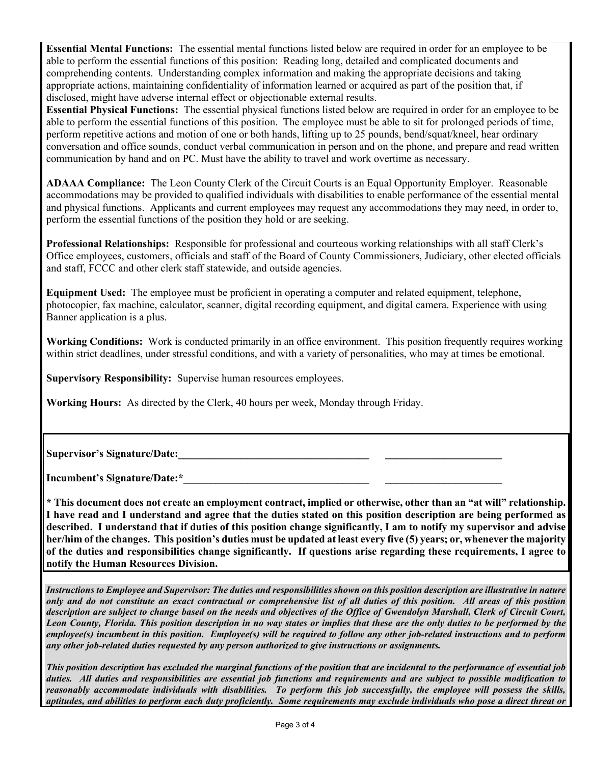**Essential Mental Functions:** The essential mental functions listed below are required in order for an employee to be able to perform the essential functions of this position: Reading long, detailed and complicated documents and comprehending contents. Understanding complex information and making the appropriate decisions and taking appropriate actions, maintaining confidentiality of information learned or acquired as part of the position that, if disclosed, might have adverse internal effect or objectionable external results.

**Essential Physical Functions:** The essential physical functions listed below are required in order for an employee to be able to perform the essential functions of this position. The employee must be able to sit for prolonged periods of time, perform repetitive actions and motion of one or both hands, lifting up to 25 pounds, bend/squat/kneel, hear ordinary conversation and office sounds, conduct verbal communication in person and on the phone, and prepare and read written communication by hand and on PC. Must have the ability to travel and work overtime as necessary.

**ADAAA Compliance:** The Leon County Clerk of the Circuit Courts is an Equal Opportunity Employer. Reasonable accommodations may be provided to qualified individuals with disabilities to enable performance of the essential mental and physical functions. Applicants and current employees may request any accommodations they may need, in order to, perform the essential functions of the position they hold or are seeking.

**Professional Relationships:** Responsible for professional and courteous working relationships with all staff Clerk's Office employees, customers, officials and staff of the Board of County Commissioners, Judiciary, other elected officials and staff, FCCC and other clerk staff statewide, and outside agencies.

**Equipment Used:** The employee must be proficient in operating a computer and related equipment, telephone, photocopier, fax machine, calculator, scanner, digital recording equipment, and digital camera. Experience with using Banner application is a plus.

**Working Conditions:** Work is conducted primarily in an office environment. This position frequently requires working within strict deadlines, under stressful conditions, and with a variety of personalities, who may at times be emotional.

**Supervisory Responsibility:** Supervise human resources employees.

**Working Hours:** As directed by the Clerk, 40 hours per week, Monday through Friday.

**Supervisor's Signature/Date:**\_\_\_\_\_\_\_\_\_\_\_\_\_\_\_\_\_\_\_\_\_\_\_\_\_\_\_\_\_\_\_\_\_\_\_\_\_ \_\_\_\_\_\_\_\_\_\_\_\_\_\_\_\_\_\_\_\_\_\_

**Incumbent's Signature/Date:\***\_\_\_\_\_\_\_\_\_\_\_\_\_\_\_\_\_\_\_\_\_\_\_\_\_\_\_\_\_\_\_\_\_\_\_\_ \_\_\_\_\_\_\_\_\_\_\_\_\_\_\_\_\_\_\_\_\_\_

**\* This document does not create an employment contract, implied or otherwise, other than an "at will" relationship. I have read and I understand and agree that the duties stated on this position description are being performed as described. I understand that if duties of this position change significantly, I am to notify my supervisor and advise her/him of the changes. This position's duties must be updated at least every five (5) years; or, whenever the majority of the duties and responsibilities change significantly. If questions arise regarding these requirements, I agree to notify the Human Resources Division.**

***Instructions to Employee and Supervisor: The duties and responsibilities shown on this position description are illustrative in nature only and do not constitute an exact contractual or comprehensive list of all duties of this position. All areas of this position description are subject to change based on the needs and objectives of the Office of Gwendolyn Marshall, Clerk of Circuit Court, Leon County, Florida. This position description in no way states or implies that these are the only duties to be performed by the employee(s) incumbent in this position. Employee(s) will be required to follow any other job-related instructions and to perform any other job-related duties requested by any person authorized to give instructions or assignments.***

***This position description has excluded the marginal functions of the position that are incidental to the performance of essential job duties. All duties and responsibilities are essential job functions and requirements and are subject to possible modification to reasonably accommodate individuals with disabilities. To perform this job successfully, the employee will possess the skills, aptitudes, and abilities to perform each duty proficiently. Some requirements may exclude individuals who pose a direct threat or***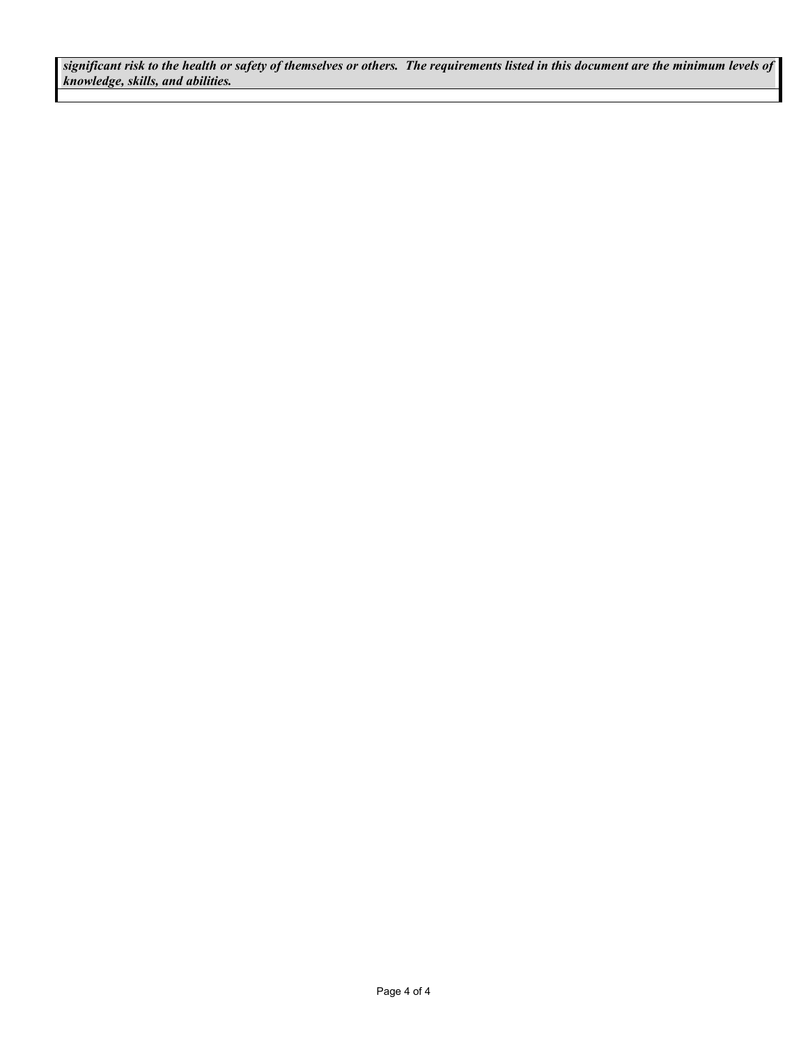***significant risk to the health or safety of themselves or others. The requirements listed in this document are the minimum levels of knowledge, skills, and abilities.***